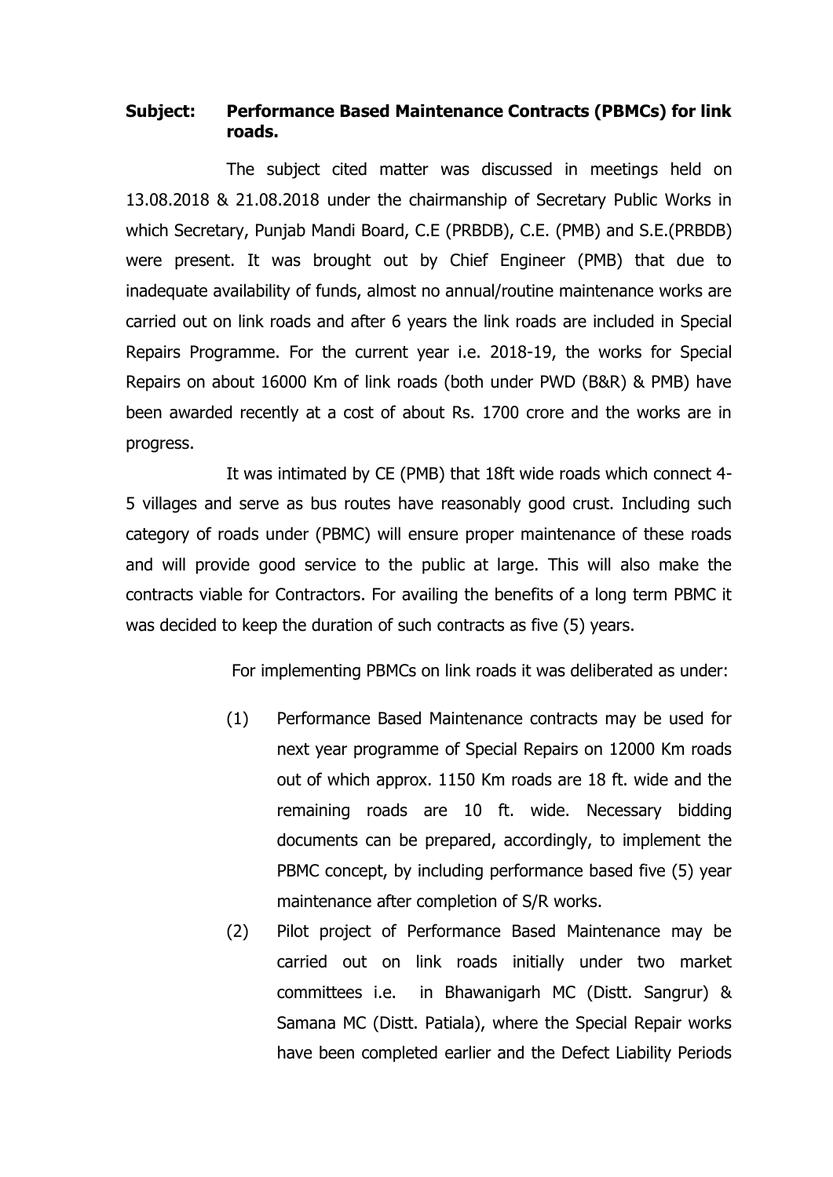**Subject: Performance Based Maintenance Contracts (PBMCs) for link roads.**

The subject cited matter was discussed in meetings held on 13.08.2018 & 21.08.2018 under the chairmanship of Secretary Public Works in which Secretary, Punjab Mandi Board, C.E (PRBDB), C.E. (PMB) and S.E.(PRBDB) were present. It was brought out by Chief Engineer (PMB) that due to inadequate availability of funds, almost no annual/routine maintenance works are carried out on link roads and after 6 years the link roads are included in Special Repairs Programme. For the current year i.e. 2018-19, the works for Special Repairs on about 16000 Km of link roads (both under PWD (B&R) & PMB) have been awarded recently at a cost of about Rs. 1700 crore and the works are in progress.

It was intimated by CE (PMB) that 18ft wide roads which connect 4-5 villages and serve as bus routes have reasonably good crust. Including such category of roads under (PBMC) will ensure proper maintenance of these roads and will provide good service to the public at large. This will also make the contracts viable for Contractors. For availing the benefits of a long term PBMC it was decided to keep the duration of such contracts as five (5) years.

For implementing PBMCs on link roads it was deliberated as under:

(1) Performance Based Maintenance contracts may be used for next year programme of Special Repairs on 12000 Km roads out of which approx. 1150 Km roads are 18 ft. wide and the remaining roads are 10 ft. wide. Necessary bidding documents can be prepared, accordingly, to implement the PBMC concept, by including performance based five (5) year maintenance after completion of S/R works.

(2) Pilot project of Performance Based Maintenance may be carried out on link roads initially under two market committees i.e. in Bhawanigarh MC (Distt. Sangrur) & Samana MC (Distt. Patiala), where the Special Repair works have been completed earlier and the Defect Liability Periods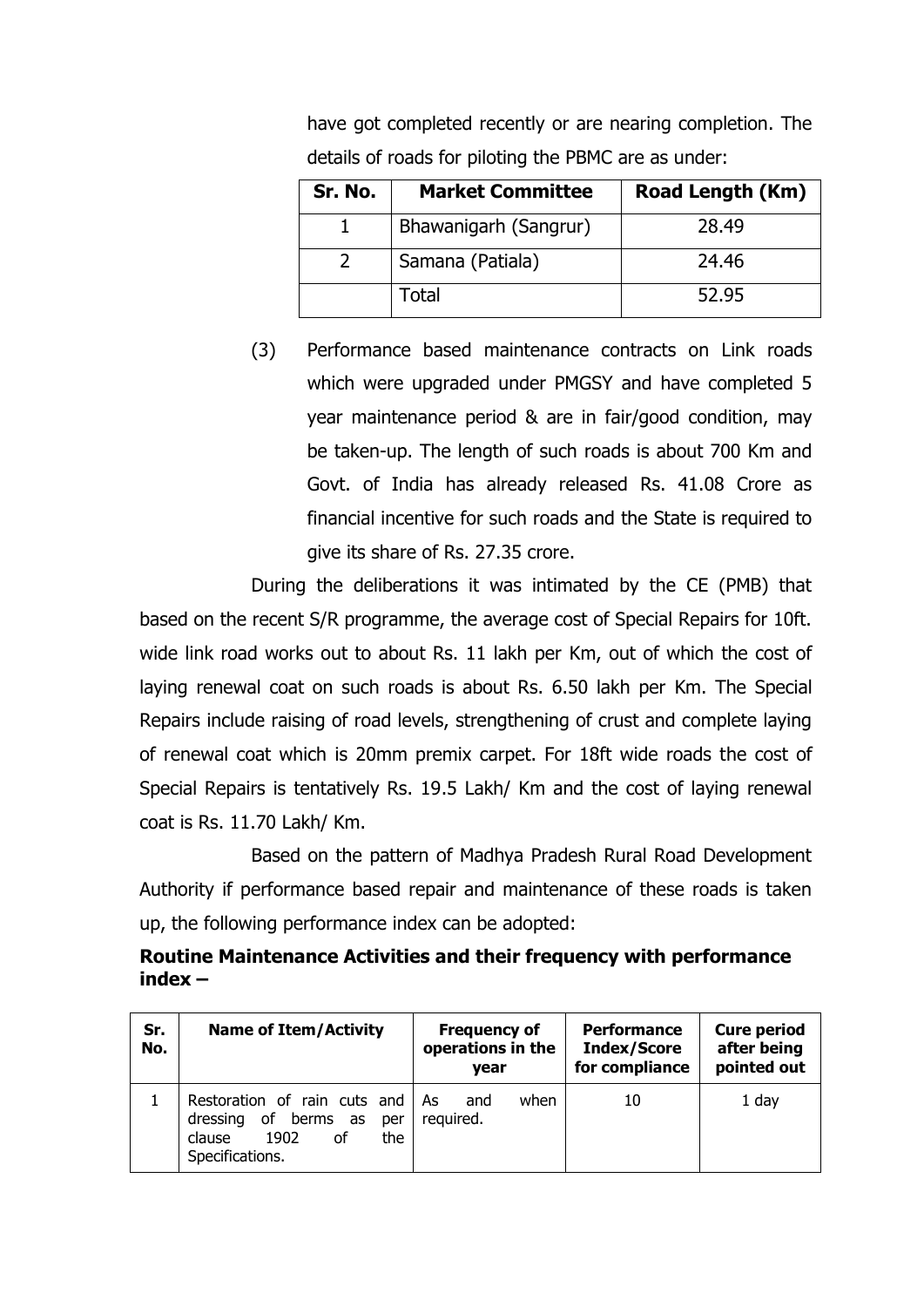have got completed recently or are nearing completion. The details of roads for piloting the PBMC are as under:

| Sr. No. | Market Committee | Road Length (Km) |
|---|---|---|
| 1 | Bhawanigarh (Sangrur) | 28.49 |
| 2 | Samana (Patiala) | 24.46 |
| | Total | 52.95 |

(3) Performance based maintenance contracts on Link roads which were upgraded under PMGSY and have completed 5 year maintenance period & are in fair/good condition, may be taken-up. The length of such roads is about 700 Km and Govt. of India has already released Rs. 41.08 Crore as financial incentive for such roads and the State is required to give its share of Rs. 27.35 crore.

During the deliberations it was intimated by the CE (PMB) that based on the recent S/R programme, the average cost of Special Repairs for 10ft. wide link road works out to about Rs. 11 lakh per Km, out of which the cost of laying renewal coat on such roads is about Rs. 6.50 lakh per Km. The Special Repairs include raising of road levels, strengthening of crust and complete laying of renewal coat which is 20mm premix carpet. For 18ft wide roads the cost of Special Repairs is tentatively Rs. 19.5 Lakh/ Km and the cost of laying renewal coat is Rs. 11.70 Lakh/ Km.

Based on the pattern of Madhya Pradesh Rural Road Development Authority if performance based repair and maintenance of these roads is taken up, the following performance index can be adopted:

**Routine Maintenance Activities and their frequency with performance index –**

| Sr. No. | Name of Item/Activity | Frequency of operations in the year | Performance Index/Score for compliance | Cure period after being pointed out |
|---|---|---|---|---|
| 1 | Restoration of rain cuts and dressing of berms as per clause 1902 of the Specifications. | As and when required. | 10 | 1 day |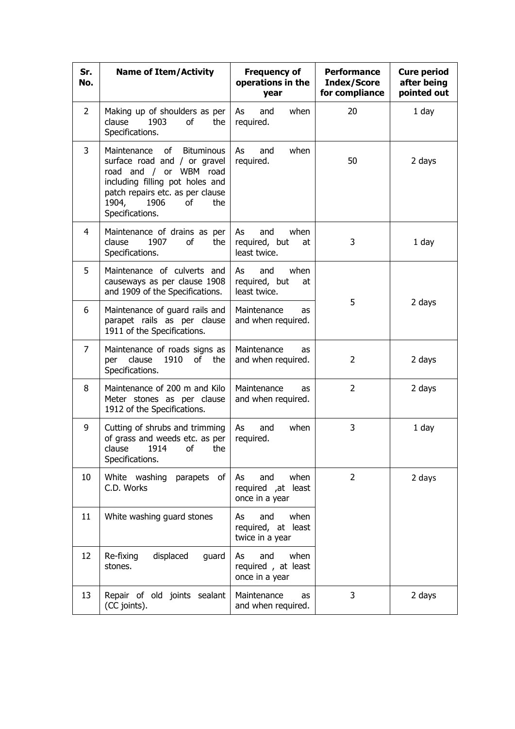| Sr. No. | Name of Item/Activity | Frequency of operations in the year | Performance Index/Score for compliance | Cure period after being pointed out |
|---|---|---|---|---|
| 2 | Making up of shoulders as per clause 1903 of the Specifications. | As and when required. | 20 | 1 day |
| 3 | Maintenance of Bituminous surface road and / or gravel road and / or WBM road including filling pot holes and patch repairs etc. as per clause 1904, 1906 of the Specifications. | As and when required. | 50 | 2 days |
| 4 | Maintenance of drains as per clause 1907 of the Specifications. | As and when required, but at least twice. | 3 | 1 day |
| 5 | Maintenance of culverts and causeways as per clause 1908 and 1909 of the Specifications. | As and when required, but at least twice. | 5 | 2 days |
| 6 | Maintenance of guard rails and parapet rails as per clause 1911 of the Specifications. | Maintenance as and when required. | | |
| 7 | Maintenance of roads signs as per clause 1910 of the Specifications. | Maintenance as and when required. | 2 | 2 days |
| 8 | Maintenance of 200 m and Kilo Meter stones as per clause 1912 of the Specifications. | Maintenance as and when required. | 2 | 2 days |
| 9 | Cutting of shrubs and trimming of grass and weeds etc. as per clause 1914 of the Specifications. | As and when required. | 3 | 1 day |
| 10 | White washing parapets of C.D. Works | As and when required ,at least once in a year | 2 | 2 days |
| 11 | White washing guard stones | As and when required, at least twice in a year | | |
| 12 | Re-fixing displaced guard stones. | As and when required , at least once in a year | | |
| 13 | Repair of old joints sealant (CC joints). | Maintenance as and when required. | 3 | 2 days |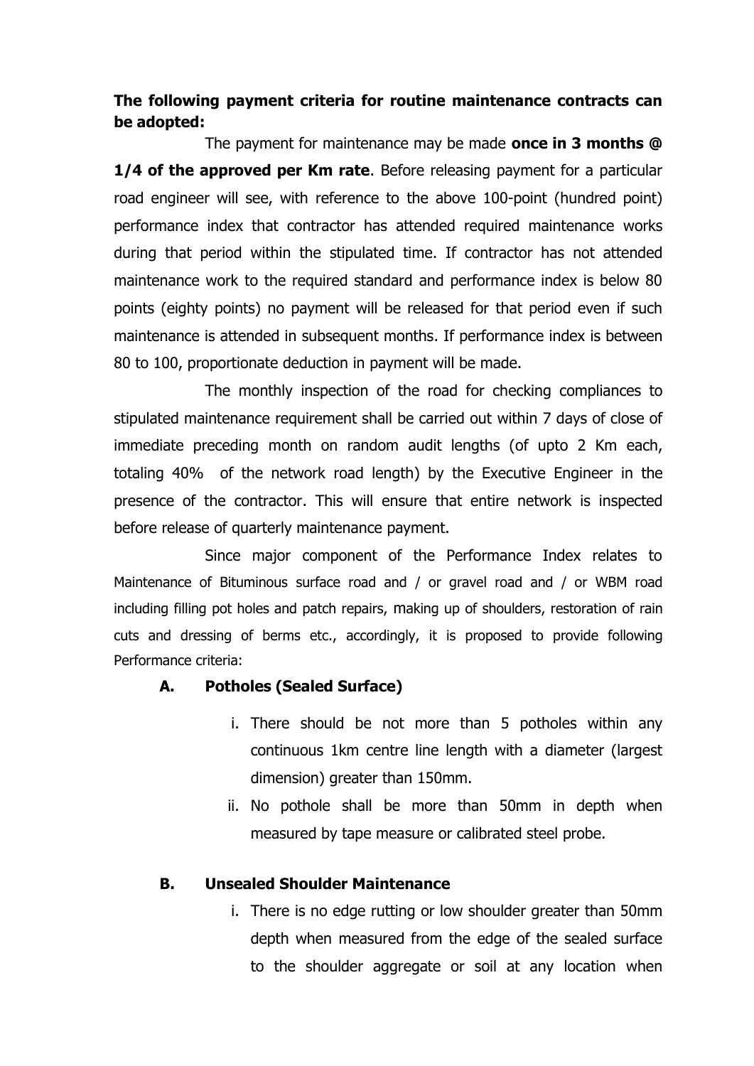**The following payment criteria for routine maintenance contracts can be adopted:**

The payment for maintenance may be made **once in 3 months @ 1/4 of the approved per Km rate**. Before releasing payment for a particular road engineer will see, with reference to the above 100-point (hundred point) performance index that contractor has attended required maintenance works during that period within the stipulated time. If contractor has not attended maintenance work to the required standard and performance index is below 80 points (eighty points) no payment will be released for that period even if such maintenance is attended in subsequent months. If performance index is between 80 to 100, proportionate deduction in payment will be made.

The monthly inspection of the road for checking compliances to stipulated maintenance requirement shall be carried out within 7 days of close of immediate preceding month on random audit lengths (of upto 2 Km each, totaling 40% of the network road length) by the Executive Engineer in the presence of the contractor. This will ensure that entire network is inspected before release of quarterly maintenance payment.

Since major component of the Performance Index relates to Maintenance of Bituminous surface road and / or gravel road and / or WBM road including filling pot holes and patch repairs, making up of shoulders, restoration of rain cuts and dressing of berms etc., accordingly, it is proposed to provide following Performance criteria:

**A. Potholes (Sealed Surface)**

i. There should be not more than 5 potholes within any continuous 1km centre line length with a diameter (largest dimension) greater than 150mm.

ii. No pothole shall be more than 50mm in depth when measured by tape measure or calibrated steel probe.

**B. Unsealed Shoulder Maintenance**

i. There is no edge rutting or low shoulder greater than 50mm depth when measured from the edge of the sealed surface to the shoulder aggregate or soil at any location when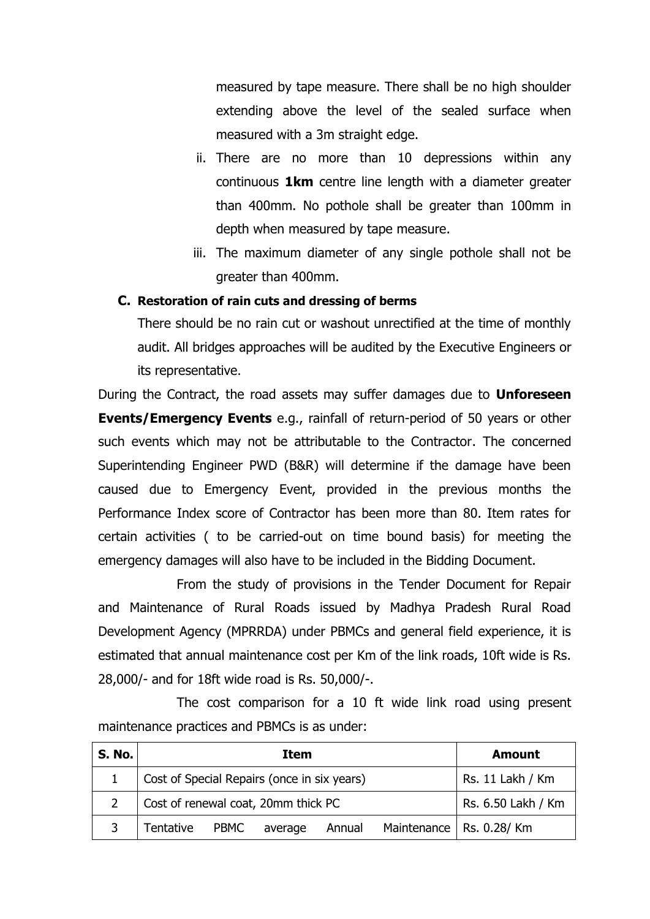measured by tape measure. There shall be no high shoulder extending above the level of the sealed surface when measured with a 3m straight edge.

ii. There are no more than 10 depressions within any continuous **1km** centre line length with a diameter greater than 400mm. No pothole shall be greater than 100mm in depth when measured by tape measure.

iii. The maximum diameter of any single pothole shall not be greater than 400mm.

**C. Restoration of rain cuts and dressing of berms**

There should be no rain cut or washout unrectified at the time of monthly audit. All bridges approaches will be audited by the Executive Engineers or its representative.

During the Contract, the road assets may suffer damages due to **Unforeseen Events/Emergency Events** e.g., rainfall of return-period of 50 years or other such events which may not be attributable to the Contractor. The concerned Superintending Engineer PWD (B&R) will determine if the damage have been caused due to Emergency Event, provided in the previous months the Performance Index score of Contractor has been more than 80. Item rates for certain activities ( to be carried-out on time bound basis) for meeting the emergency damages will also have to be included in the Bidding Document.

From the study of provisions in the Tender Document for Repair and Maintenance of Rural Roads issued by Madhya Pradesh Rural Road Development Agency (MPRRDA) under PBMCs and general field experience, it is estimated that annual maintenance cost per Km of the link roads, 10ft wide is Rs. 28,000/- and for 18ft wide road is Rs. 50,000/-.

The cost comparison for a 10 ft wide link road using present maintenance practices and PBMCs is as under:

| S. No. | Item | Amount |
|---|---|---|
| 1 | Cost of Special Repairs (once in six years) | Rs. 11 Lakh / Km |
| 2 | Cost of renewal coat, 20mm thick PC | Rs. 6.50 Lakh / Km |
| 3 | Tentative PBMC average Annual Maintenance | Rs. 0.28/ Km |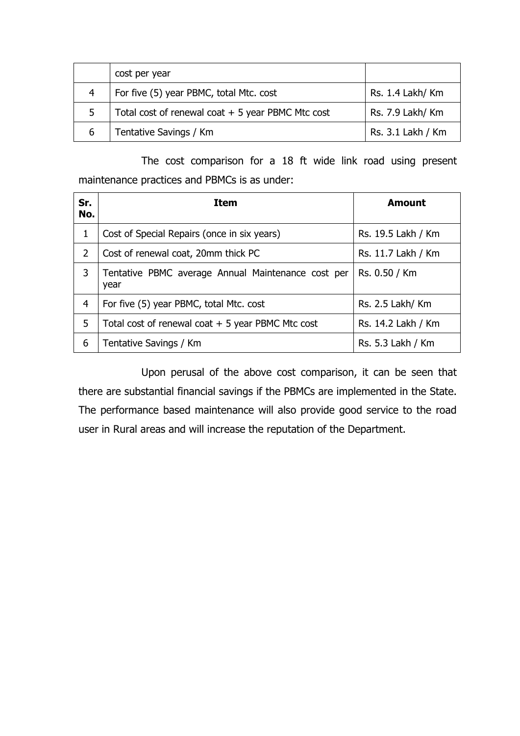| | | |
|---|---|---|
| | cost per year | |
| 4 | For five (5) year PBMC, total Mtc. cost | Rs. 1.4 Lakh/ Km |
| 5 | Total cost of renewal coat + 5 year PBMC Mtc cost | Rs. 7.9 Lakh/ Km |
| 6 | Tentative Savings / Km | Rs. 3.1 Lakh / Km |

The cost comparison for a 18 ft wide link road using present maintenance practices and PBMCs is as under:

| Sr. No. | Item | Amount |
|---|---|---|
| 1 | Cost of Special Repairs (once in six years) | Rs. 19.5 Lakh / Km |
| 2 | Cost of renewal coat, 20mm thick PC | Rs. 11.7 Lakh / Km |
| 3 | Tentative PBMC average Annual Maintenance cost per year | Rs. 0.50 / Km |
| 4 | For five (5) year PBMC, total Mtc. cost | Rs. 2.5 Lakh/ Km |
| 5 | Total cost of renewal coat + 5 year PBMC Mtc cost | Rs. 14.2 Lakh / Km |
| 6 | Tentative Savings / Km | Rs. 5.3 Lakh / Km |

Upon perusal of the above cost comparison, it can be seen that there are substantial financial savings if the PBMCs are implemented in the State. The performance based maintenance will also provide good service to the road user in Rural areas and will increase the reputation of the Department.